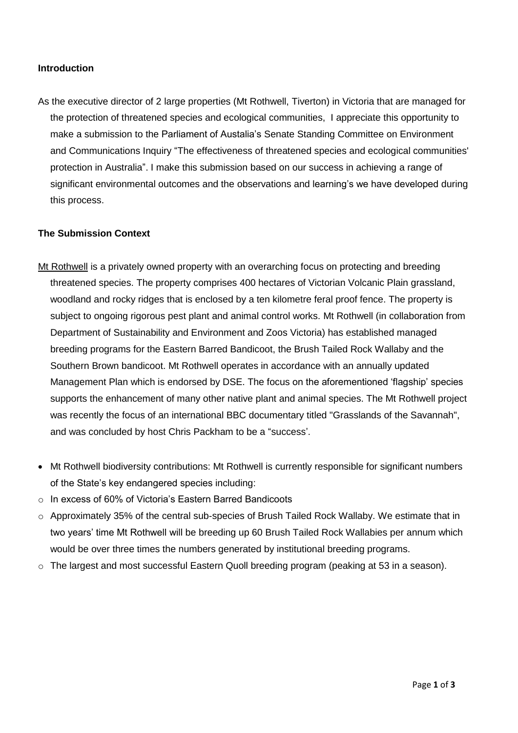**Introduction**

As the executive director of 2 large properties (Mt Rothwell, Tiverton) in Victoria that are managed for the protection of threatened species and ecological communities, I appreciate this opportunity to make a submission to the Parliament of Austalia's Senate Standing Committee on Environment and Communications Inquiry "The effectiveness of threatened species and ecological communities' protection in Australia". I make this submission based on our success in achieving a range of significant environmental outcomes and the observations and learning's we have developed during this process.

**The Submission Context**

Mt Rothwell is a privately owned property with an overarching focus on protecting and breeding threatened species. The property comprises 400 hectares of Victorian Volcanic Plain grassland, woodland and rocky ridges that is enclosed by a ten kilometre feral proof fence. The property is subject to ongoing rigorous pest plant and animal control works. Mt Rothwell (in collaboration from Department of Sustainability and Environment and Zoos Victoria) has established managed breeding programs for the Eastern Barred Bandicoot, the Brush Tailed Rock Wallaby and the Southern Brown bandicoot. Mt Rothwell operates in accordance with an annually updated Management Plan which is endorsed by DSE. The focus on the aforementioned 'flagship' species supports the enhancement of many other native plant and animal species. The Mt Rothwell project was recently the focus of an international BBC documentary titled "Grasslands of the Savannah", and was concluded by host Chris Packham to be a "success'.

- Mt Rothwell biodiversity contributions: Mt Rothwell is currently responsible for significant numbers of the State's key endangered species including:
  - In excess of 60% of Victoria's Eastern Barred Bandicoots
  - Approximately 35% of the central sub-species of Brush Tailed Rock Wallaby. We estimate that in two years' time Mt Rothwell will be breeding up 60 Brush Tailed Rock Wallabies per annum which would be over three times the numbers generated by institutional breeding programs.
  - The largest and most successful Eastern Quoll breeding program (peaking at 53 in a season).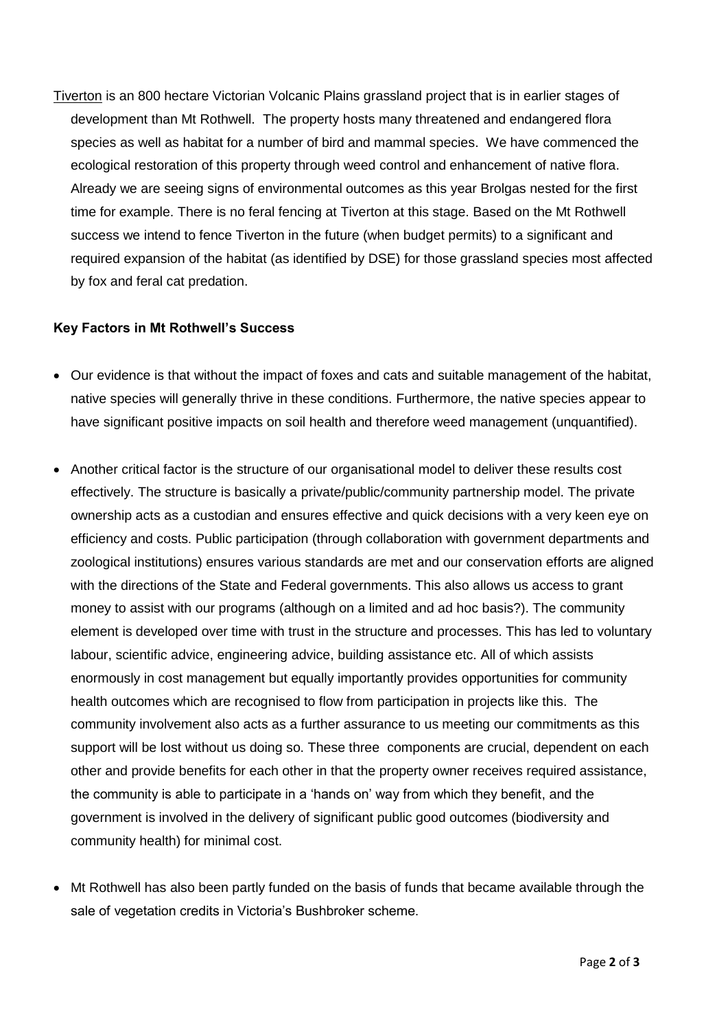Tiverton is an 800 hectare Victorian Volcanic Plains grassland project that is in earlier stages of development than Mt Rothwell. The property hosts many threatened and endangered flora species as well as habitat for a number of bird and mammal species. We have commenced the ecological restoration of this property through weed control and enhancement of native flora. Already we are seeing signs of environmental outcomes as this year Brolgas nested for the first time for example. There is no feral fencing at Tiverton at this stage. Based on the Mt Rothwell success we intend to fence Tiverton in the future (when budget permits) to a significant and required expansion of the habitat (as identified by DSE) for those grassland species most affected by fox and feral cat predation.

**Key Factors in Mt Rothwell's Success**

- Our evidence is that without the impact of foxes and cats and suitable management of the habitat, native species will generally thrive in these conditions. Furthermore, the native species appear to have significant positive impacts on soil health and therefore weed management (unquantified).
- Another critical factor is the structure of our organisational model to deliver these results cost effectively. The structure is basically a private/public/community partnership model. The private ownership acts as a custodian and ensures effective and quick decisions with a very keen eye on efficiency and costs. Public participation (through collaboration with government departments and zoological institutions) ensures various standards are met and our conservation efforts are aligned with the directions of the State and Federal governments. This also allows us access to grant money to assist with our programs (although on a limited and ad hoc basis?). The community element is developed over time with trust in the structure and processes. This has led to voluntary labour, scientific advice, engineering advice, building assistance etc. All of which assists enormously in cost management but equally importantly provides opportunities for community health outcomes which are recognised to flow from participation in projects like this. The community involvement also acts as a further assurance to us meeting our commitments as this support will be lost without us doing so. These three components are crucial, dependent on each other and provide benefits for each other in that the property owner receives required assistance, the community is able to participate in a 'hands on' way from which they benefit, and the government is involved in the delivery of significant public good outcomes (biodiversity and community health) for minimal cost.
- Mt Rothwell has also been partly funded on the basis of funds that became available through the sale of vegetation credits in Victoria's Bushbroker scheme.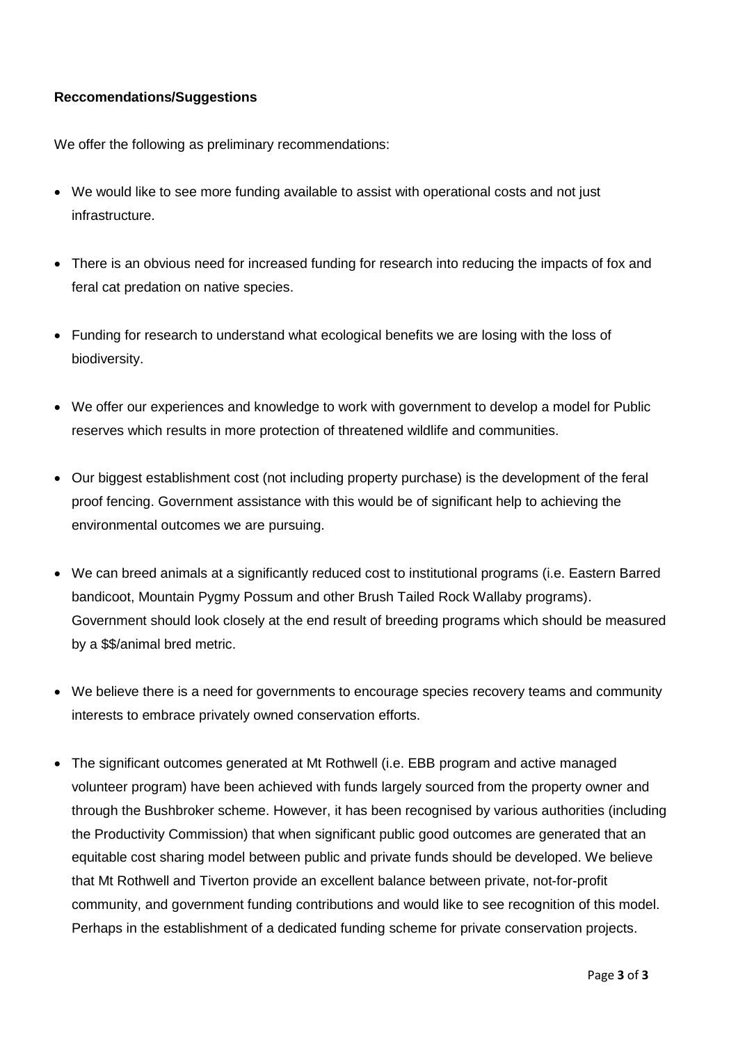**Reccomendations/Suggestions**

We offer the following as preliminary recommendations:

- We would like to see more funding available to assist with operational costs and not just infrastructure.
- There is an obvious need for increased funding for research into reducing the impacts of fox and feral cat predation on native species.
- Funding for research to understand what ecological benefits we are losing with the loss of biodiversity.
- We offer our experiences and knowledge to work with government to develop a model for Public reserves which results in more protection of threatened wildlife and communities.
- Our biggest establishment cost (not including property purchase) is the development of the feral proof fencing. Government assistance with this would be of significant help to achieving the environmental outcomes we are pursuing.
- We can breed animals at a significantly reduced cost to institutional programs (i.e. Eastern Barred bandicoot, Mountain Pygmy Possum and other Brush Tailed Rock Wallaby programs). Government should look closely at the end result of breeding programs which should be measured by a $$/animal bred metric.
- We believe there is a need for governments to encourage species recovery teams and community interests to embrace privately owned conservation efforts.
- The significant outcomes generated at Mt Rothwell (i.e. EBB program and active managed volunteer program) have been achieved with funds largely sourced from the property owner and through the Bushbroker scheme. However, it has been recognised by various authorities (including the Productivity Commission) that when significant public good outcomes are generated that an equitable cost sharing model between public and private funds should be developed. We believe that Mt Rothwell and Tiverton provide an excellent balance between private, not-for-profit community, and government funding contributions and would like to see recognition of this model. Perhaps in the establishment of a dedicated funding scheme for private conservation projects.